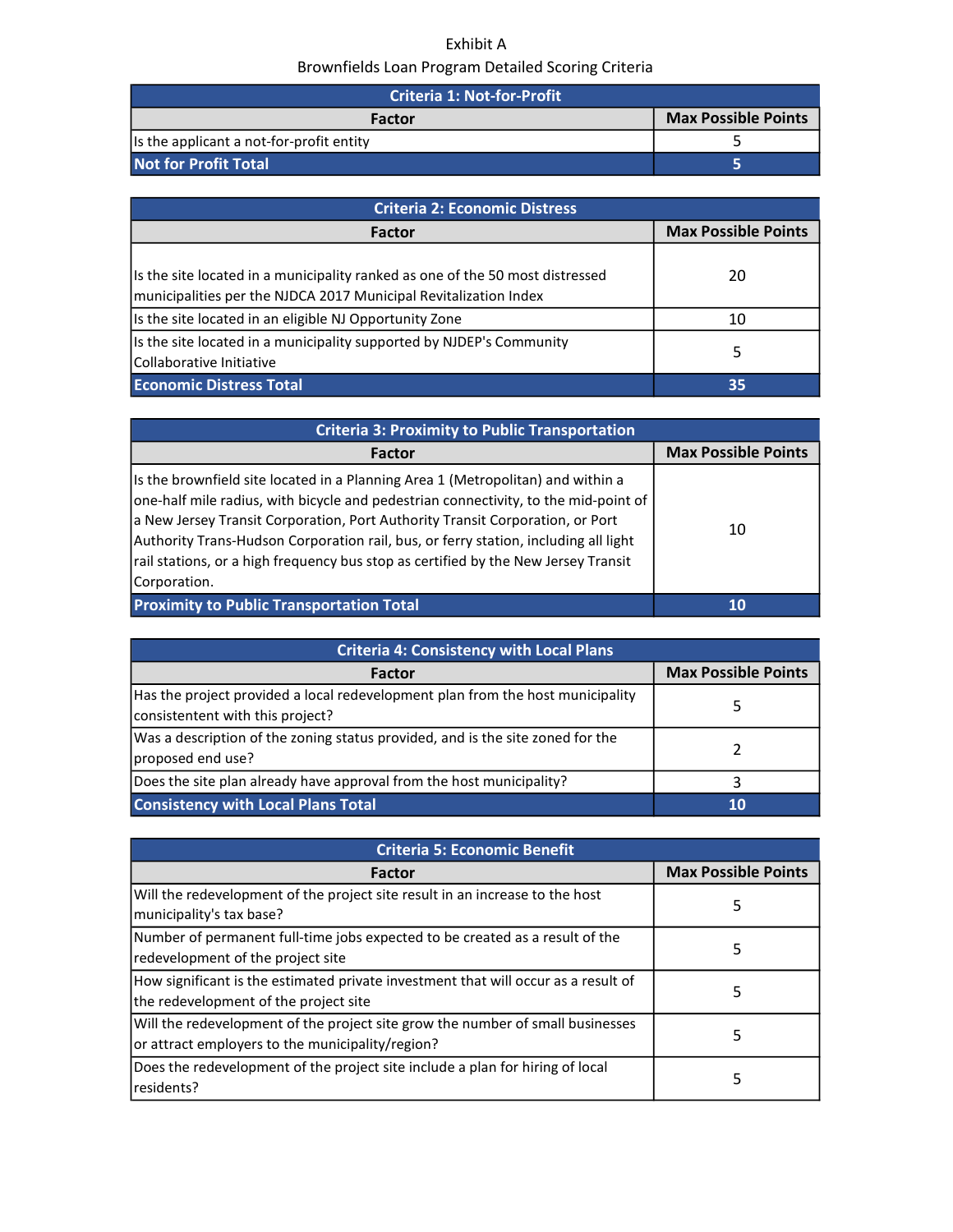Exhibit A

Brownfields Loan Program Detailed Scoring Criteria

| Criteria 1: Not-for-Profit | |
|---|---|
| **Factor** | **Max Possible Points** |
| Is the applicant a not-for-profit entity | 5 |
| **Not for Profit Total** | **5** |

| Criteria 2: Economic Distress | |
|---|---|
| **Factor** | **Max Possible Points** |
| Is the site located in a municipality ranked as one of the 50 most distressed municipalities per the NJDCA 2017 Municipal Revitalization Index | 20 |
| Is the site located in an eligible NJ Opportunity Zone | 10 |
| Is the site located in a municipality supported by NJDEP's Community Collaborative Initiative | 5 |
| **Economic Distress Total** | **35** |

| Criteria 3: Proximity to Public Transportation | |
|---|---|
| **Factor** | **Max Possible Points** |
| Is the brownfield site located in a Planning Area 1 (Metropolitan) and within a one-half mile radius, with bicycle and pedestrian connectivity, to the mid-point of a New Jersey Transit Corporation, Port Authority Transit Corporation, or Port Authority Trans-Hudson Corporation rail, bus, or ferry station, including all light rail stations, or a high frequency bus stop as certified by the New Jersey Transit Corporation. | 10 |
| **Proximity to Public Transportation Total** | **10** |

| Criteria 4: Consistency with Local Plans | |
|---|---|
| **Factor** | **Max Possible Points** |
| Has the project provided a local redevelopment plan from the host municipality consistentent with this project? | 5 |
| Was a description of the zoning status provided, and is the site zoned for the proposed end use? | 2 |
| Does the site plan already have approval from the host municipality? | 3 |
| **Consistency with Local Plans Total** | **10** |

| Criteria 5: Economic Benefit | |
|---|---|
| **Factor** | **Max Possible Points** |
| Will the redevelopment of the project site result in an increase to the host municipality's tax base? | 5 |
| Number of permanent full-time jobs expected to be created as a result of the redevelopment of the project site | 5 |
| How significant is the estimated private investment that will occur as a result of the redevelopment of the project site | 5 |
| Will the redevelopment of the project site grow the number of small businesses or attract employers to the municipality/region? | 5 |
| Does the redevelopment of the project site include a plan for hiring of local residents? | 5 |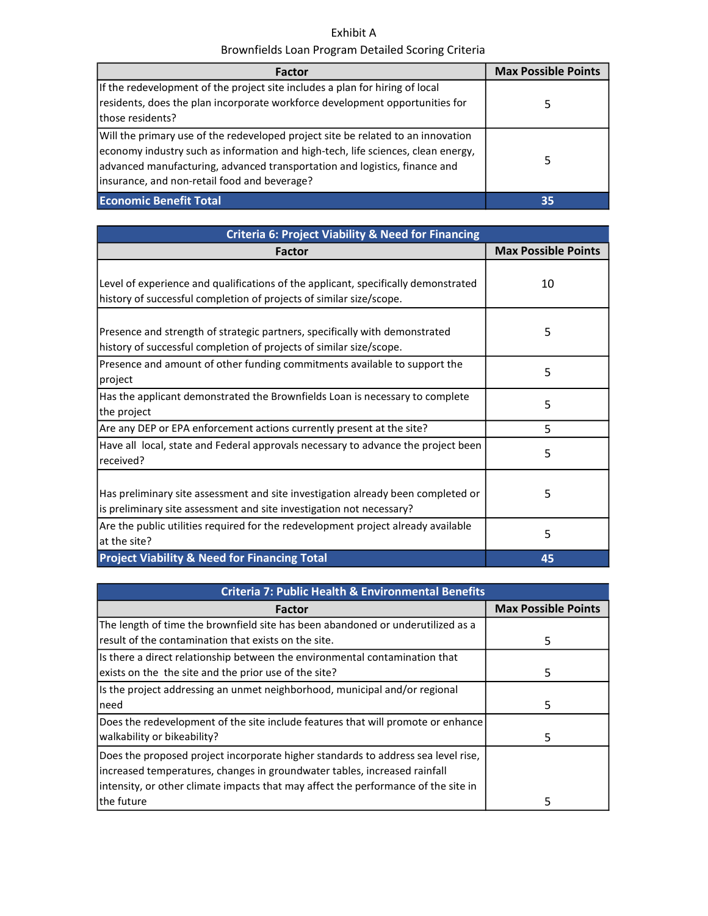Exhibit A

Brownfields Loan Program Detailed Scoring Criteria

| Factor | Max Possible Points |
| --- | --- |
| If the redevelopment of the project site includes a plan for hiring of local residents, does the plan incorporate workforce development opportunities for those residents? | 5 |
| Will the primary use of the redeveloped project site be related to an innovation economy industry such as information and high-tech, life sciences, clean energy, advanced manufacturing, advanced transportation and logistics, finance and insurance, and non-retail food and beverage? | 5 |
| **Economic Benefit Total** | **35** |

| Criteria 6: Project Viability & Need for Financing | |
| --- | --- |
| **Factor** | **Max Possible Points** |
| Level of experience and qualifications of the applicant, specifically demonstrated history of successful completion of projects of similar size/scope. | 10 |
| Presence and strength of strategic partners, specifically with demonstrated history of successful completion of projects of similar size/scope. | 5 |
| Presence and amount of other funding commitments available to support the project | 5 |
| Has the applicant demonstrated the Brownfields Loan is necessary to complete the project | 5 |
| Are any DEP or EPA enforcement actions currently present at the site? | 5 |
| Have all local, state and Federal approvals necessary to advance the project been received? | 5 |
| Has preliminary site assessment and site investigation already been completed or is preliminary site assessment and site investigation not necessary? | 5 |
| Are the public utilities required for the redevelopment project already available at the site? | 5 |
| **Project Viability & Need for Financing Total** | **45** |

| Criteria 7: Public Health & Environmental Benefits | |
| --- | --- |
| **Factor** | **Max Possible Points** |
| The length of time the brownfield site has been abandoned or underutilized as a result of the contamination that exists on the site. | 5 |
| Is there a direct relationship between the environmental contamination that exists on the the site and the prior use of the site? | 5 |
| Is the project addressing an unmet neighborhood, municipal and/or regional need | 5 |
| Does the redevelopment of the site include features that will promote or enhance walkability or bikeability? | 5 |
| Does the proposed project incorporate higher standards to address sea level rise, increased temperatures, changes in groundwater tables, increased rainfall intensity, or other climate impacts that may affect the performance of the site in the future | 5 |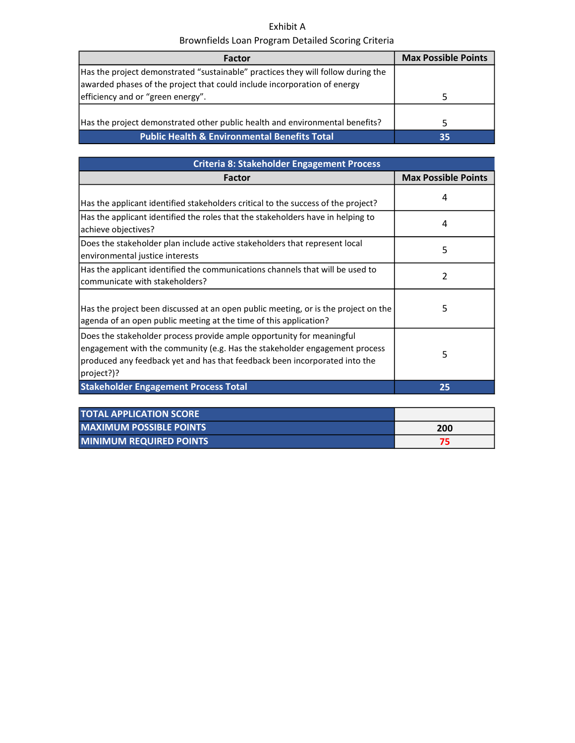Exhibit A

Brownfields Loan Program Detailed Scoring Criteria

| Factor | Max Possible Points |
|---|---|
| Has the project demonstrated "sustainable" practices they will follow during the awarded phases of the project that could include incorporation of energy efficiency and or "green energy". | 5 |
| Has the project demonstrated other public health and environmental benefits? | 5 |
| **Public Health & Environmental Benefits Total** | **35** |

| Criteria 8: Stakeholder Engagement Process | |
|---|---|
| **Factor** | **Max Possible Points** |
| Has the applicant identified stakeholders critical to the success of the project? | 4 |
| Has the applicant identified the roles that the stakeholders have in helping to achieve objectives? | 4 |
| Does the stakeholder plan include active stakeholders that represent local environmental justice interests | 5 |
| Has the applicant identified the communications channels that will be used to communicate with stakeholders? | 2 |
| Has the project been discussed at an open public meeting, or is the project on the agenda of an open public meeting at the time of this application? | 5 |
| Does the stakeholder process provide ample opportunity for meaningful engagement with the community (e.g. Has the stakeholder engagement process produced any feedback yet and has that feedback been incorporated into the project?)? | 5 |
| **Stakeholder Engagement Process Total** | **25** |

| | |
|---|---|
| **TOTAL APPLICATION SCORE** | |
| **MAXIMUM POSSIBLE POINTS** | **200** |
| **MINIMUM REQUIRED POINTS** | **75** |